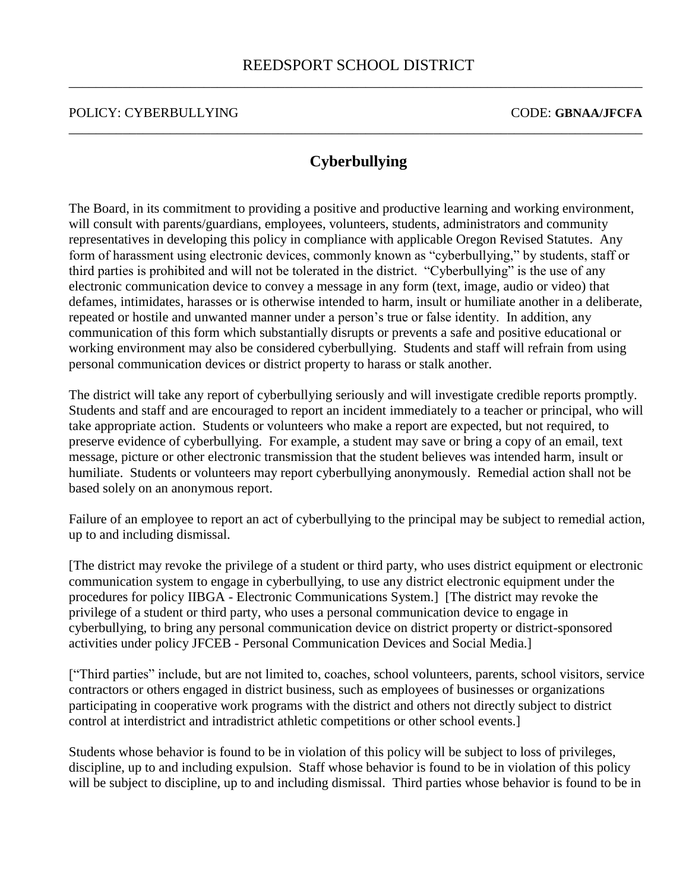REEDSPORT SCHOOL DISTRICT

POLICY: CYBERBULLYING CODE: **GBNAA/JFCFA**

# Cyberbullying

The Board, in its commitment to providing a positive and productive learning and working environment, will consult with parents/guardians, employees, volunteers, students, administrators and community representatives in developing this policy in compliance with applicable Oregon Revised Statutes. Any form of harassment using electronic devices, commonly known as "cyberbullying," by students, staff or third parties is prohibited and will not be tolerated in the district. "Cyberbullying" is the use of any electronic communication device to convey a message in any form (text, image, audio or video) that defames, intimidates, harasses or is otherwise intended to harm, insult or humiliate another in a deliberate, repeated or hostile and unwanted manner under a person's true or false identity. In addition, any communication of this form which substantially disrupts or prevents a safe and positive educational or working environment may also be considered cyberbullying. Students and staff will refrain from using personal communication devices or district property to harass or stalk another.

The district will take any report of cyberbullying seriously and will investigate credible reports promptly. Students and staff and are encouraged to report an incident immediately to a teacher or principal, who will take appropriate action. Students or volunteers who make a report are expected, but not required, to preserve evidence of cyberbullying. For example, a student may save or bring a copy of an email, text message, picture or other electronic transmission that the student believes was intended harm, insult or humiliate. Students or volunteers may report cyberbullying anonymously. Remedial action shall not be based solely on an anonymous report.

Failure of an employee to report an act of cyberbullying to the principal may be subject to remedial action, up to and including dismissal.

[The district may revoke the privilege of a student or third party, who uses district equipment or electronic communication system to engage in cyberbullying, to use any district electronic equipment under the procedures for policy IIBGA - Electronic Communications System.] [The district may revoke the privilege of a student or third party, who uses a personal communication device to engage in cyberbullying, to bring any personal communication device on district property or district-sponsored activities under policy JFCEB - Personal Communication Devices and Social Media.]

["Third parties" include, but are not limited to, coaches, school volunteers, parents, school visitors, service contractors or others engaged in district business, such as employees of businesses or organizations participating in cooperative work programs with the district and others not directly subject to district control at interdistrict and intradistrict athletic competitions or other school events.]

Students whose behavior is found to be in violation of this policy will be subject to loss of privileges, discipline, up to and including expulsion. Staff whose behavior is found to be in violation of this policy will be subject to discipline, up to and including dismissal. Third parties whose behavior is found to be in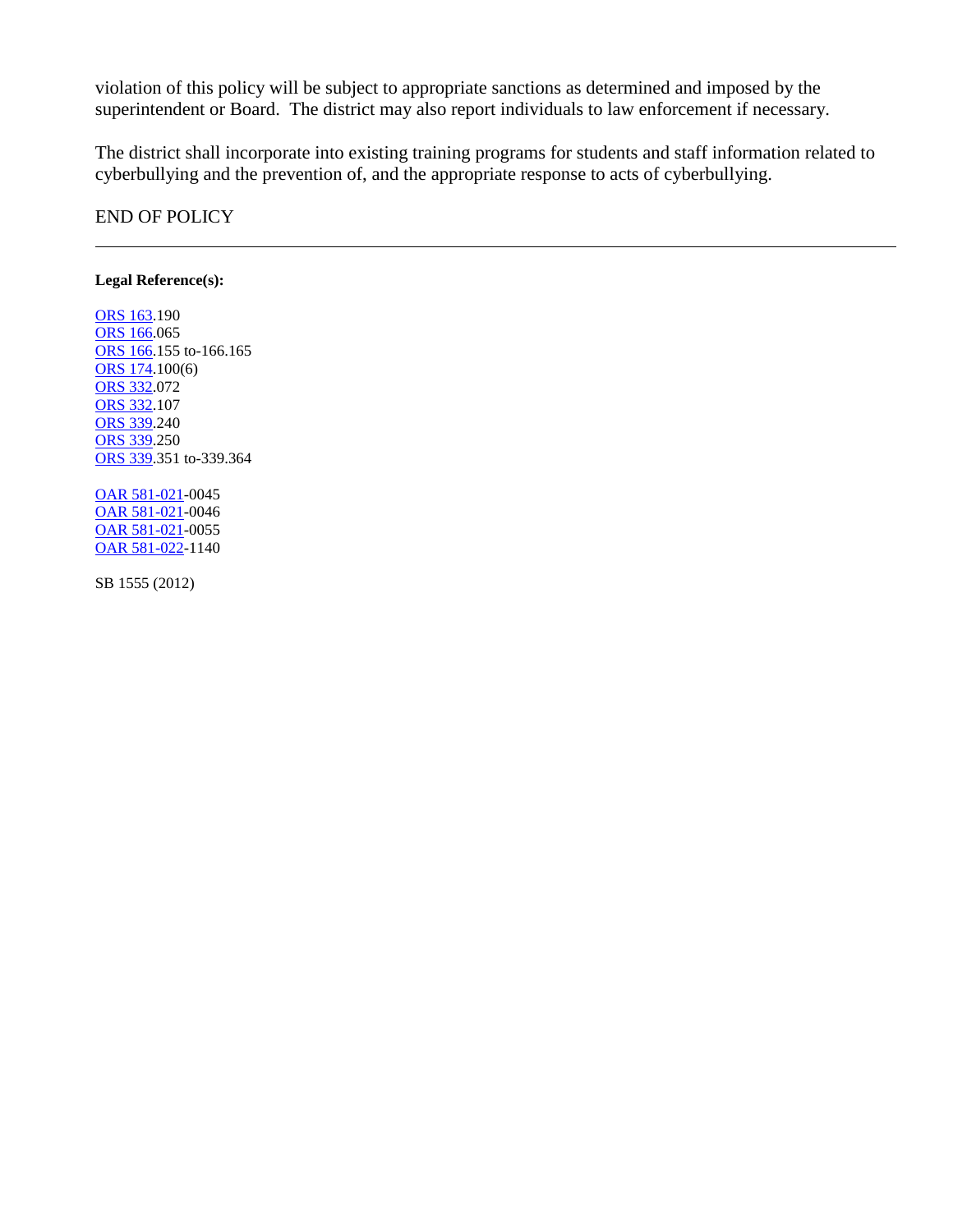violation of this policy will be subject to appropriate sanctions as determined and imposed by the superintendent or Board. The district may also report individuals to law enforcement if necessary.

The district shall incorporate into existing training programs for students and staff information related to cyberbullying and the prevention of, and the appropriate response to acts of cyberbullying.

END OF POLICY

---

**Legal Reference(s):**

ORS 163.190
ORS 166.065
ORS 166.155 to-166.165
ORS 174.100(6)
ORS 332.072
ORS 332.107
ORS 339.240
ORS 339.250
ORS 339.351 to-339.364

OAR 581-021-0045
OAR 581-021-0046
OAR 581-021-0055
OAR 581-022-1140

SB 1555 (2012)